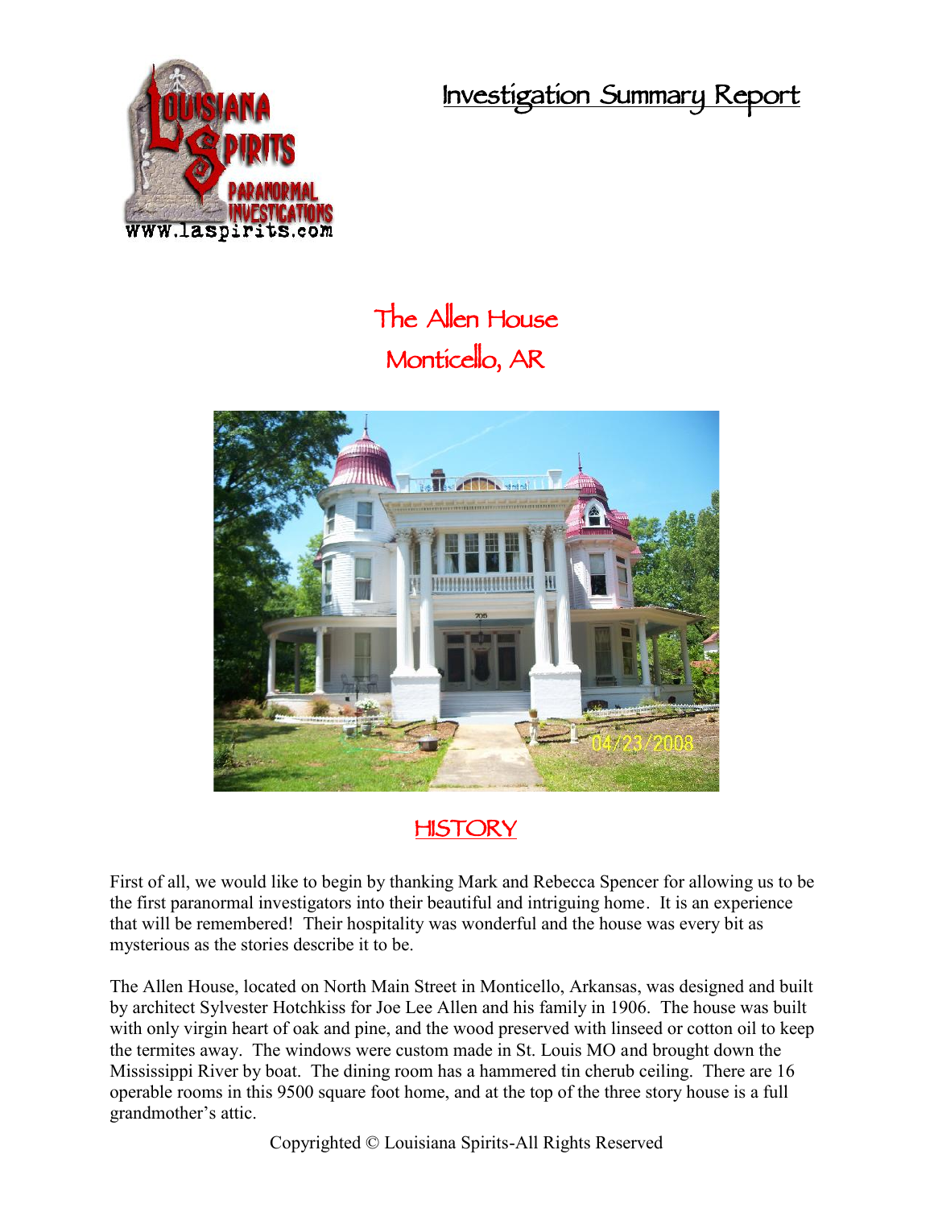# Investigation Summary Report

## The Allen House
## Monticello, AR

## HISTORY

First of all, we would like to begin by thanking Mark and Rebecca Spencer for allowing us to be the first paranormal investigators into their beautiful and intriguing home. It is an experience that will be remembered! Their hospitality was wonderful and the house was every bit as mysterious as the stories describe it to be.

The Allen House, located on North Main Street in Monticello, Arkansas, was designed and built by architect Sylvester Hotchkiss for Joe Lee Allen and his family in 1906. The house was built with only virgin heart of oak and pine, and the wood preserved with linseed or cotton oil to keep the termites away. The windows were custom made in St. Louis MO and brought down the Mississippi River by boat. The dining room has a hammered tin cherub ceiling. There are 16 operable rooms in this 9500 square foot home, and at the top of the three story house is a full grandmother's attic.

Copyrighted © Louisiana Spirits-All Rights Reserved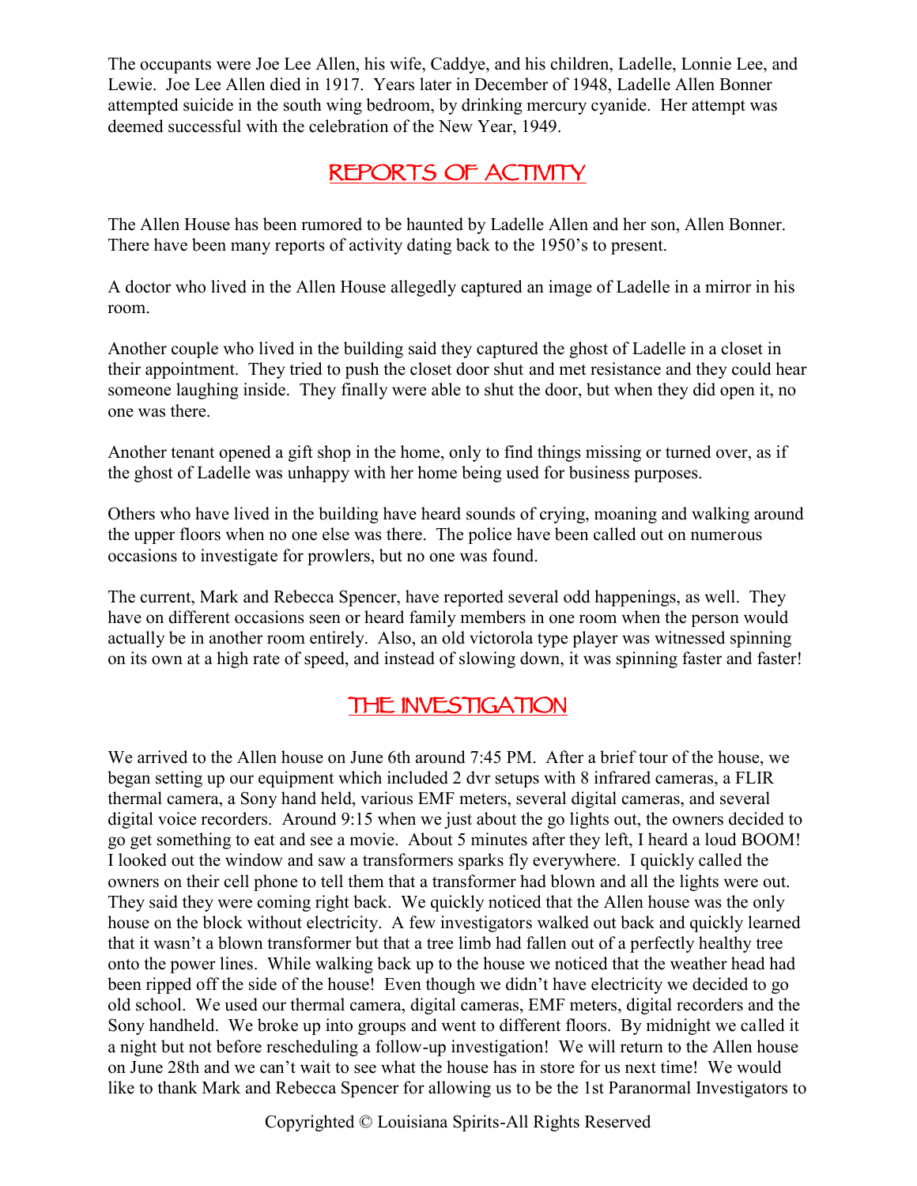The occupants were Joe Lee Allen, his wife, Caddye, and his children, Ladelle, Lonnie Lee, and Lewie. Joe Lee Allen died in 1917. Years later in December of 1948, Ladelle Allen Bonner attempted suicide in the south wing bedroom, by drinking mercury cyanide. Her attempt was deemed successful with the celebration of the New Year, 1949.

## Reports of Activity

The Allen House has been rumored to be haunted by Ladelle Allen and her son, Allen Bonner. There have been many reports of activity dating back to the 1950's to present.

A doctor who lived in the Allen House allegedly captured an image of Ladelle in a mirror in his room.

Another couple who lived in the building said they captured the ghost of Ladelle in a closet in their appointment. They tried to push the closet door shut and met resistance and they could hear someone laughing inside. They finally were able to shut the door, but when they did open it, no one was there.

Another tenant opened a gift shop in the home, only to find things missing or turned over, as if the ghost of Ladelle was unhappy with her home being used for business purposes.

Others who have lived in the building have heard sounds of crying, moaning and walking around the upper floors when no one else was there. The police have been called out on numerous occasions to investigate for prowlers, but no one was found.

The current, Mark and Rebecca Spencer, have reported several odd happenings, as well. They have on different occasions seen or heard family members in one room when the person would actually be in another room entirely. Also, an old victorola type player was witnessed spinning on its own at a high rate of speed, and instead of slowing down, it was spinning faster and faster!

## The Investigation

We arrived to the Allen house on June 6th around 7:45 PM. After a brief tour of the house, we began setting up our equipment which included 2 dvr setups with 8 infrared cameras, a FLIR thermal camera, a Sony hand held, various EMF meters, several digital cameras, and several digital voice recorders. Around 9:15 when we just about the go lights out, the owners decided to go get something to eat and see a movie. About 5 minutes after they left, I heard a loud BOOM! I looked out the window and saw a transformers sparks fly everywhere. I quickly called the owners on their cell phone to tell them that a transformer had blown and all the lights were out. They said they were coming right back. We quickly noticed that the Allen house was the only house on the block without electricity. A few investigators walked out back and quickly learned that it wasn't a blown transformer but that a tree limb had fallen out of a perfectly healthy tree onto the power lines. While walking back up to the house we noticed that the weather head had been ripped off the side of the house! Even though we didn't have electricity we decided to go old school. We used our thermal camera, digital cameras, EMF meters, digital recorders and the Sony handheld. We broke up into groups and went to different floors. By midnight we called it a night but not before rescheduling a follow-up investigation! We will return to the Allen house on June 28th and we can't wait to see what the house has in store for us next time! We would like to thank Mark and Rebecca Spencer for allowing us to be the 1st Paranormal Investigators to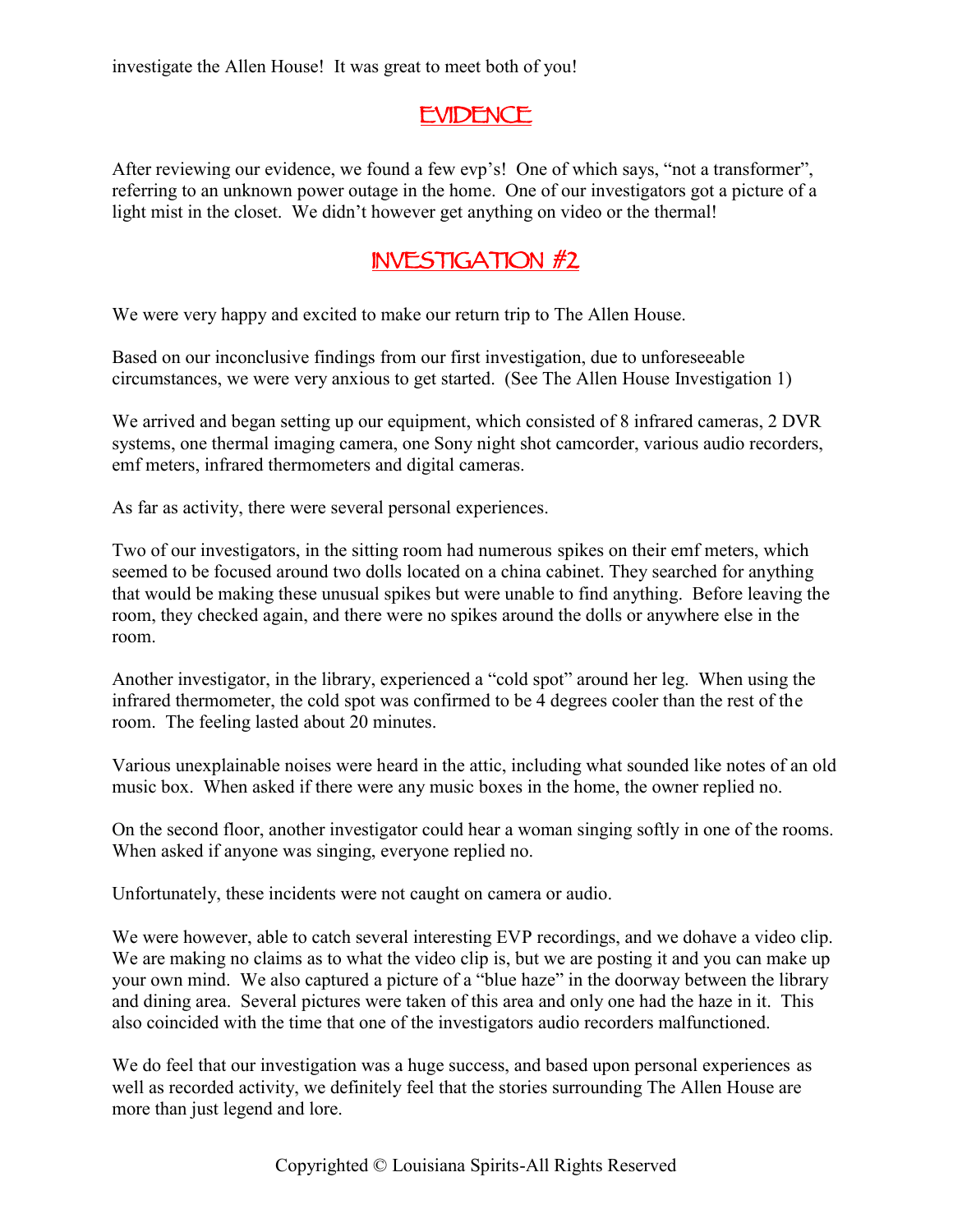investigate the Allen House! It was great to meet both of you!

## EVIDENCE

After reviewing our evidence, we found a few evp's! One of which says, "not a transformer", referring to an unknown power outage in the home. One of our investigators got a picture of a light mist in the closet. We didn't however get anything on video or the thermal!

## INVESTIGATION #2

We were very happy and excited to make our return trip to The Allen House.

Based on our inconclusive findings from our first investigation, due to unforeseeable circumstances, we were very anxious to get started. (See The Allen House Investigation 1)

We arrived and began setting up our equipment, which consisted of 8 infrared cameras, 2 DVR systems, one thermal imaging camera, one Sony night shot camcorder, various audio recorders, emf meters, infrared thermometers and digital cameras.

As far as activity, there were several personal experiences.

Two of our investigators, in the sitting room had numerous spikes on their emf meters, which seemed to be focused around two dolls located on a china cabinet. They searched for anything that would be making these unusual spikes but were unable to find anything. Before leaving the room, they checked again, and there were no spikes around the dolls or anywhere else in the room.

Another investigator, in the library, experienced a "cold spot" around her leg. When using the infrared thermometer, the cold spot was confirmed to be 4 degrees cooler than the rest of the room. The feeling lasted about 20 minutes.

Various unexplainable noises were heard in the attic, including what sounded like notes of an old music box. When asked if there were any music boxes in the home, the owner replied no.

On the second floor, another investigator could hear a woman singing softly in one of the rooms. When asked if anyone was singing, everyone replied no.

Unfortunately, these incidents were not caught on camera or audio.

We were however, able to catch several interesting EVP recordings, and we dohave a video clip. We are making no claims as to what the video clip is, but we are posting it and you can make up your own mind. We also captured a picture of a "blue haze" in the doorway between the library and dining area. Several pictures were taken of this area and only one had the haze in it. This also coincided with the time that one of the investigators audio recorders malfunctioned.

We do feel that our investigation was a huge success, and based upon personal experiences as well as recorded activity, we definitely feel that the stories surrounding The Allen House are more than just legend and lore.

Copyrighted © Louisiana Spirits-All Rights Reserved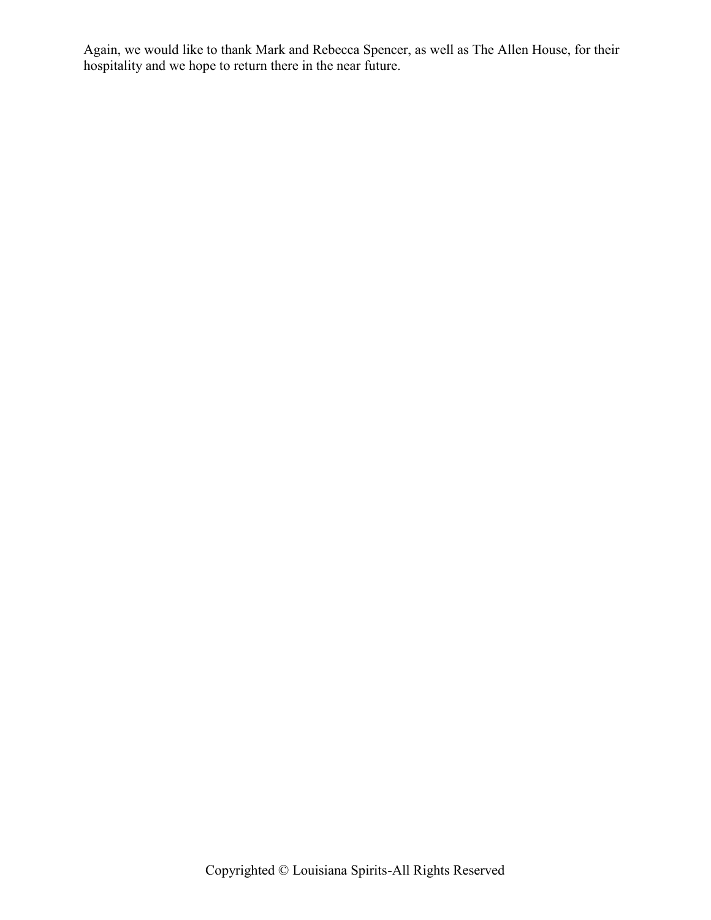Again, we would like to thank Mark and Rebecca Spencer, as well as The Allen House, for their hospitality and we hope to return there in the near future.

Copyrighted © Louisiana Spirits-All Rights Reserved